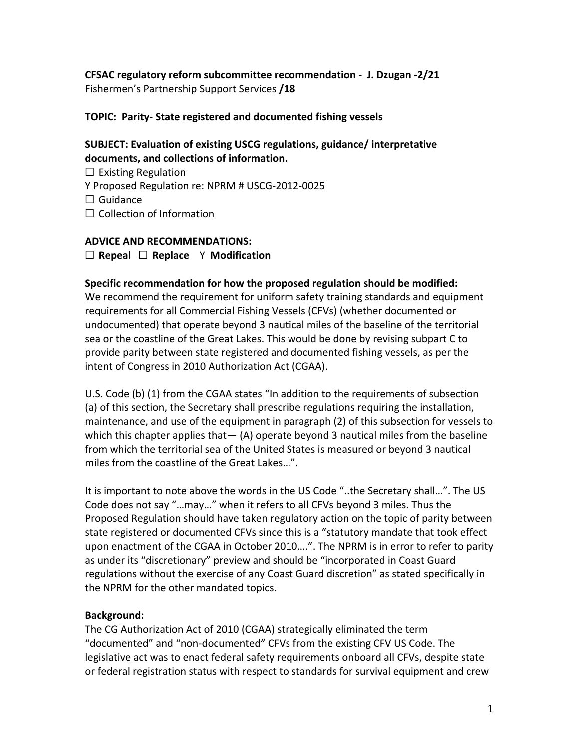**CFSAC regulatory reform subcommittee recommendation - J. Dzugan -2/21**
Fishermen's Partnership Support Services **/18**

**TOPIC: Parity- State registered and documented fishing vessels**

**SUBJECT: Evaluation of existing USCG regulations, guidance/ interpretative documents, and collections of information.**

☐ Existing Regulation
Y Proposed Regulation re: NPRM # USCG-2012-0025
☐ Guidance
☐ Collection of Information

**ADVICE AND RECOMMENDATIONS:**

☐ **Repeal** ☐ **Replace** Y **Modification**

**Specific recommendation for how the proposed regulation should be modified:**
We recommend the requirement for uniform safety training standards and equipment requirements for all Commercial Fishing Vessels (CFVs) (whether documented or undocumented) that operate beyond 3 nautical miles of the baseline of the territorial sea or the coastline of the Great Lakes. This would be done by revising subpart C to provide parity between state registered and documented fishing vessels, as per the intent of Congress in 2010 Authorization Act (CGAA).

U.S. Code (b) (1) from the CGAA states "In addition to the requirements of subsection (a) of this section, the Secretary shall prescribe regulations requiring the installation, maintenance, and use of the equipment in paragraph (2) of this subsection for vessels to which this chapter applies that— (A) operate beyond 3 nautical miles from the baseline from which the territorial sea of the United States is measured or beyond 3 nautical miles from the coastline of the Great Lakes…".

It is important to note above the words in the US Code "..the Secretary shall…". The US Code does not say "…may…" when it refers to all CFVs beyond 3 miles. Thus the Proposed Regulation should have taken regulatory action on the topic of parity between state registered or documented CFVs since this is a "statutory mandate that took effect upon enactment of the CGAA in October 2010….". The NPRM is in error to refer to parity as under its "discretionary" preview and should be "incorporated in Coast Guard regulations without the exercise of any Coast Guard discretion" as stated specifically in the NPRM for the other mandated topics.

**Background:**
The CG Authorization Act of 2010 (CGAA) strategically eliminated the term "documented" and "non-documented" CFVs from the existing CFV US Code. The legislative act was to enact federal safety requirements onboard all CFVs, despite state or federal registration status with respect to standards for survival equipment and crew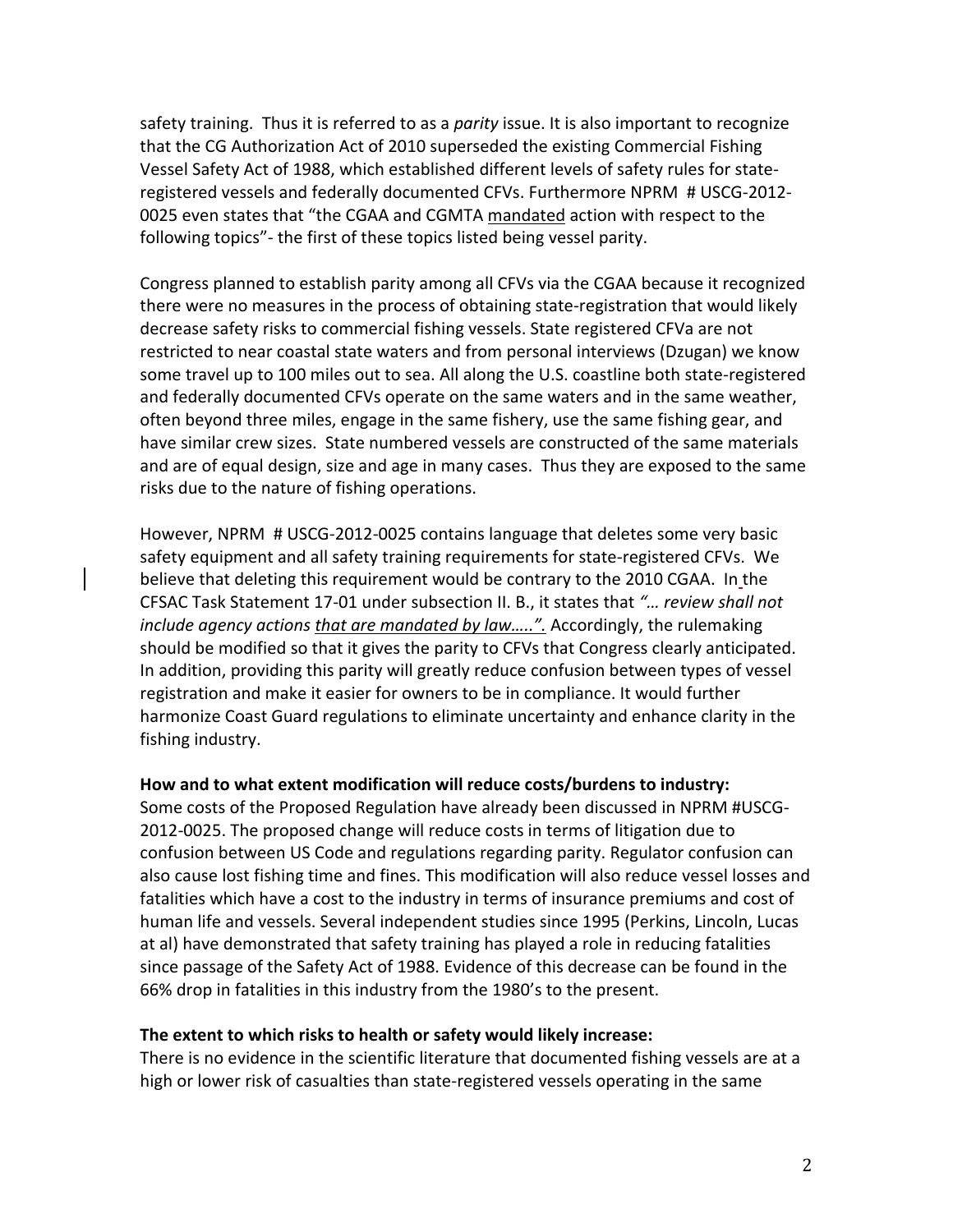safety training. Thus it is referred to as a *parity* issue. It is also important to recognize that the CG Authorization Act of 2010 superseded the existing Commercial Fishing Vessel Safety Act of 1988, which established different levels of safety rules for state-registered vessels and federally documented CFVs. Furthermore NPRM # USCG-2012-0025 even states that "the CGAA and CGMTA mandated action with respect to the following topics"- the first of these topics listed being vessel parity.

Congress planned to establish parity among all CFVs via the CGAA because it recognized there were no measures in the process of obtaining state-registration that would likely decrease safety risks to commercial fishing vessels. State registered CFVa are not restricted to near coastal state waters and from personal interviews (Dzugan) we know some travel up to 100 miles out to sea. All along the U.S. coastline both state-registered and federally documented CFVs operate on the same waters and in the same weather, often beyond three miles, engage in the same fishery, use the same fishing gear, and have similar crew sizes. State numbered vessels are constructed of the same materials and are of equal design, size and age in many cases. Thus they are exposed to the same risks due to the nature of fishing operations.

However, NPRM # USCG-2012-0025 contains language that deletes some very basic safety equipment and all safety training requirements for state-registered CFVs. We believe that deleting this requirement would be contrary to the 2010 CGAA. In the CFSAC Task Statement 17-01 under subsection II. B., it states that *"… review shall not include agency actions that are mandated by law…..".* Accordingly, the rulemaking should be modified so that it gives the parity to CFVs that Congress clearly anticipated. In addition, providing this parity will greatly reduce confusion between types of vessel registration and make it easier for owners to be in compliance. It would further harmonize Coast Guard regulations to eliminate uncertainty and enhance clarity in the fishing industry.

**How and to what extent modification will reduce costs/burdens to industry:**
Some costs of the Proposed Regulation have already been discussed in NPRM #USCG-2012-0025. The proposed change will reduce costs in terms of litigation due to confusion between US Code and regulations regarding parity. Regulator confusion can also cause lost fishing time and fines. This modification will also reduce vessel losses and fatalities which have a cost to the industry in terms of insurance premiums and cost of human life and vessels. Several independent studies since 1995 (Perkins, Lincoln, Lucas at al) have demonstrated that safety training has played a role in reducing fatalities since passage of the Safety Act of 1988. Evidence of this decrease can be found in the 66% drop in fatalities in this industry from the 1980's to the present.

**The extent to which risks to health or safety would likely increase:**
There is no evidence in the scientific literature that documented fishing vessels are at a high or lower risk of casualties than state-registered vessels operating in the same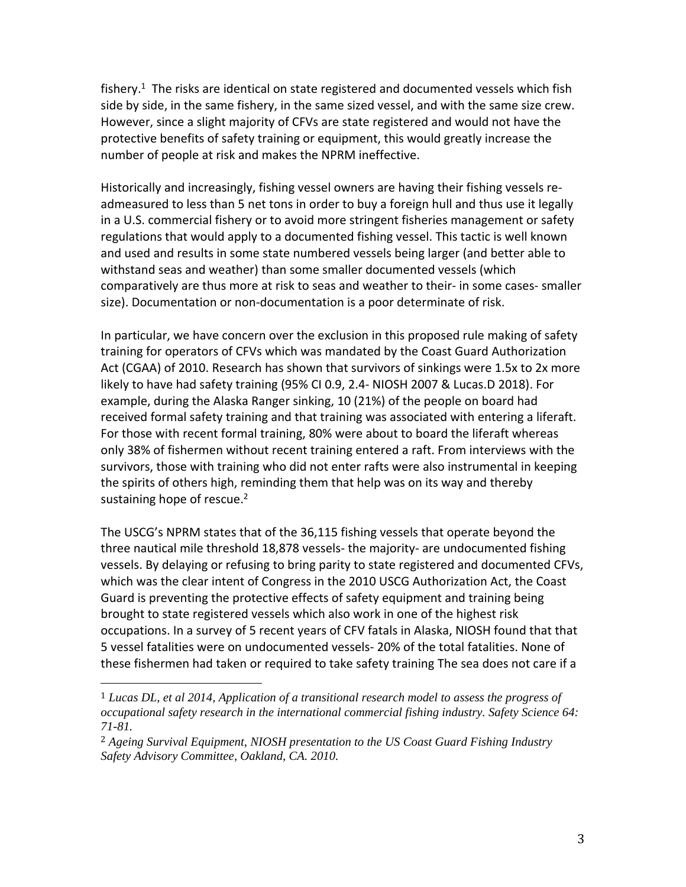fishery.[1] The risks are identical on state registered and documented vessels which fish side by side, in the same fishery, in the same sized vessel, and with the same size crew. However, since a slight majority of CFVs are state registered and would not have the protective benefits of safety training or equipment, this would greatly increase the number of people at risk and makes the NPRM ineffective.

Historically and increasingly, fishing vessel owners are having their fishing vessels re-admeasured to less than 5 net tons in order to buy a foreign hull and thus use it legally in a U.S. commercial fishery or to avoid more stringent fisheries management or safety regulations that would apply to a documented fishing vessel. This tactic is well known and used and results in some state numbered vessels being larger (and better able to withstand seas and weather) than some smaller documented vessels (which comparatively are thus more at risk to seas and weather to their- in some cases- smaller size). Documentation or non-documentation is a poor determinate of risk.

In particular, we have concern over the exclusion in this proposed rule making of safety training for operators of CFVs which was mandated by the Coast Guard Authorization Act (CGAA) of 2010. Research has shown that survivors of sinkings were 1.5x to 2x more likely to have had safety training (95% CI 0.9, 2.4- NIOSH 2007 & Lucas.D 2018). For example, during the Alaska Ranger sinking, 10 (21%) of the people on board had received formal safety training and that training was associated with entering a liferaft. For those with recent formal training, 80% were about to board the liferaft whereas only 38% of fishermen without recent training entered a raft. From interviews with the survivors, those with training who did not enter rafts were also instrumental in keeping the spirits of others high, reminding them that help was on its way and thereby sustaining hope of rescue.[2]

The USCG's NPRM states that of the 36,115 fishing vessels that operate beyond the three nautical mile threshold 18,878 vessels- the majority- are undocumented fishing vessels. By delaying or refusing to bring parity to state registered and documented CFVs, which was the clear intent of Congress in the 2010 USCG Authorization Act, the Coast Guard is preventing the protective effects of safety equipment and training being brought to state registered vessels which also work in one of the highest risk occupations. In a survey of 5 recent years of CFV fatals in Alaska, NIOSH found that that 5 vessel fatalities were on undocumented vessels- 20% of the total fatalities. None of these fishermen had taken or required to take safety training The sea does not care if a

---

[1] *Lucas DL, et al 2014, Application of a transitional research model to assess the progress of occupational safety research in the international commercial fishing industry. Safety Science 64: 71-81.*

[2] *Ageing Survival Equipment, NIOSH presentation to the US Coast Guard Fishing Industry Safety Advisory Committee, Oakland, CA. 2010.*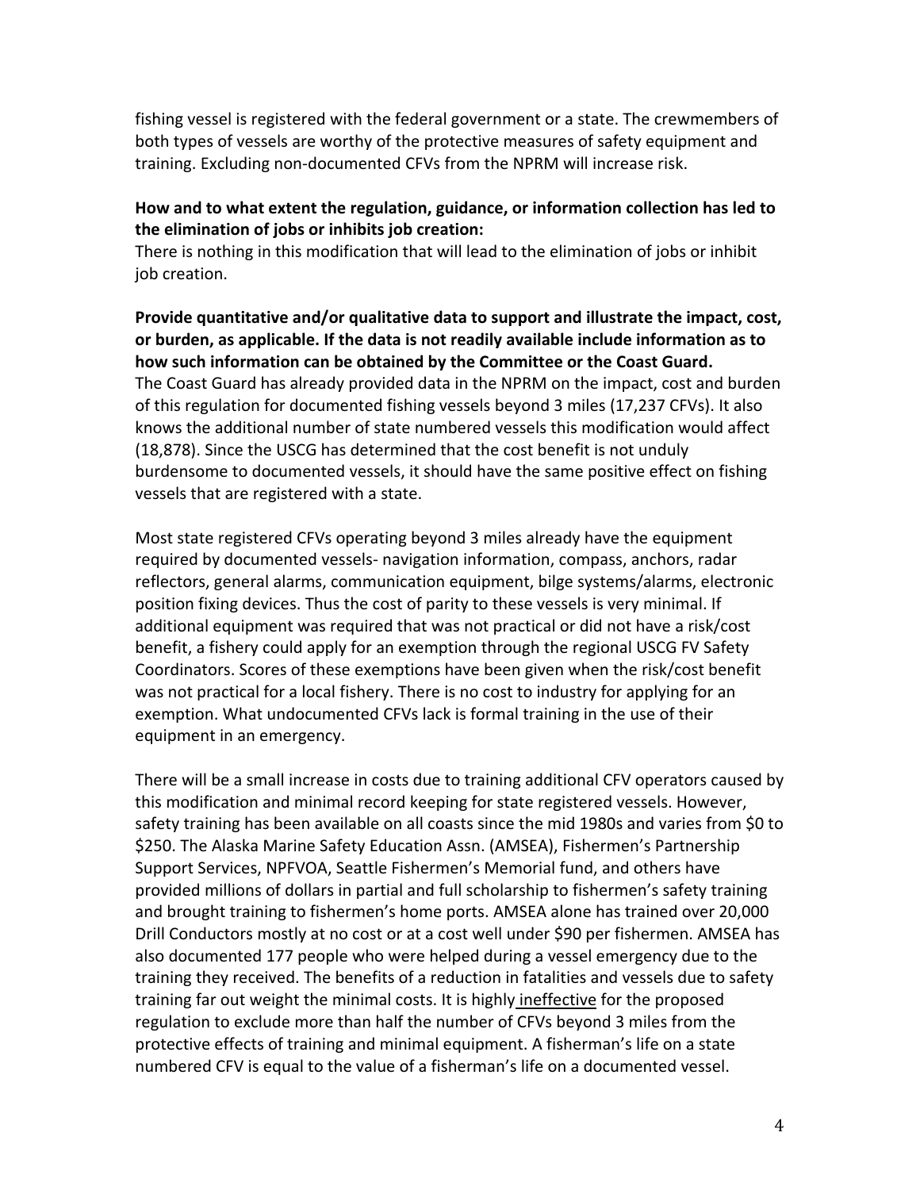fishing vessel is registered with the federal government or a state. The crewmembers of both types of vessels are worthy of the protective measures of safety equipment and training. Excluding non-documented CFVs from the NPRM will increase risk.

**How and to what extent the regulation, guidance, or information collection has led to the elimination of jobs or inhibits job creation:**
There is nothing in this modification that will lead to the elimination of jobs or inhibit job creation.

**Provide quantitative and/or qualitative data to support and illustrate the impact, cost, or burden, as applicable. If the data is not readily available include information as to how such information can be obtained by the Committee or the Coast Guard.**
The Coast Guard has already provided data in the NPRM on the impact, cost and burden of this regulation for documented fishing vessels beyond 3 miles (17,237 CFVs). It also knows the additional number of state numbered vessels this modification would affect (18,878). Since the USCG has determined that the cost benefit is not unduly burdensome to documented vessels, it should have the same positive effect on fishing vessels that are registered with a state.

Most state registered CFVs operating beyond 3 miles already have the equipment required by documented vessels- navigation information, compass, anchors, radar reflectors, general alarms, communication equipment, bilge systems/alarms, electronic position fixing devices. Thus the cost of parity to these vessels is very minimal. If additional equipment was required that was not practical or did not have a risk/cost benefit, a fishery could apply for an exemption through the regional USCG FV Safety Coordinators. Scores of these exemptions have been given when the risk/cost benefit was not practical for a local fishery. There is no cost to industry for applying for an exemption. What undocumented CFVs lack is formal training in the use of their equipment in an emergency.

There will be a small increase in costs due to training additional CFV operators caused by this modification and minimal record keeping for state registered vessels. However, safety training has been available on all coasts since the mid 1980s and varies from $0 to $250. The Alaska Marine Safety Education Assn. (AMSEA), Fishermen's Partnership Support Services, NPFVOA, Seattle Fishermen's Memorial fund, and others have provided millions of dollars in partial and full scholarship to fishermen's safety training and brought training to fishermen's home ports. AMSEA alone has trained over 20,000 Drill Conductors mostly at no cost or at a cost well under $90 per fishermen. AMSEA has also documented 177 people who were helped during a vessel emergency due to the training they received. The benefits of a reduction in fatalities and vessels due to safety training far out weight the minimal costs. It is highly <u>ineffective</u> for the proposed regulation to exclude more than half the number of CFVs beyond 3 miles from the protective effects of training and minimal equipment. A fisherman's life on a state numbered CFV is equal to the value of a fisherman's life on a documented vessel.